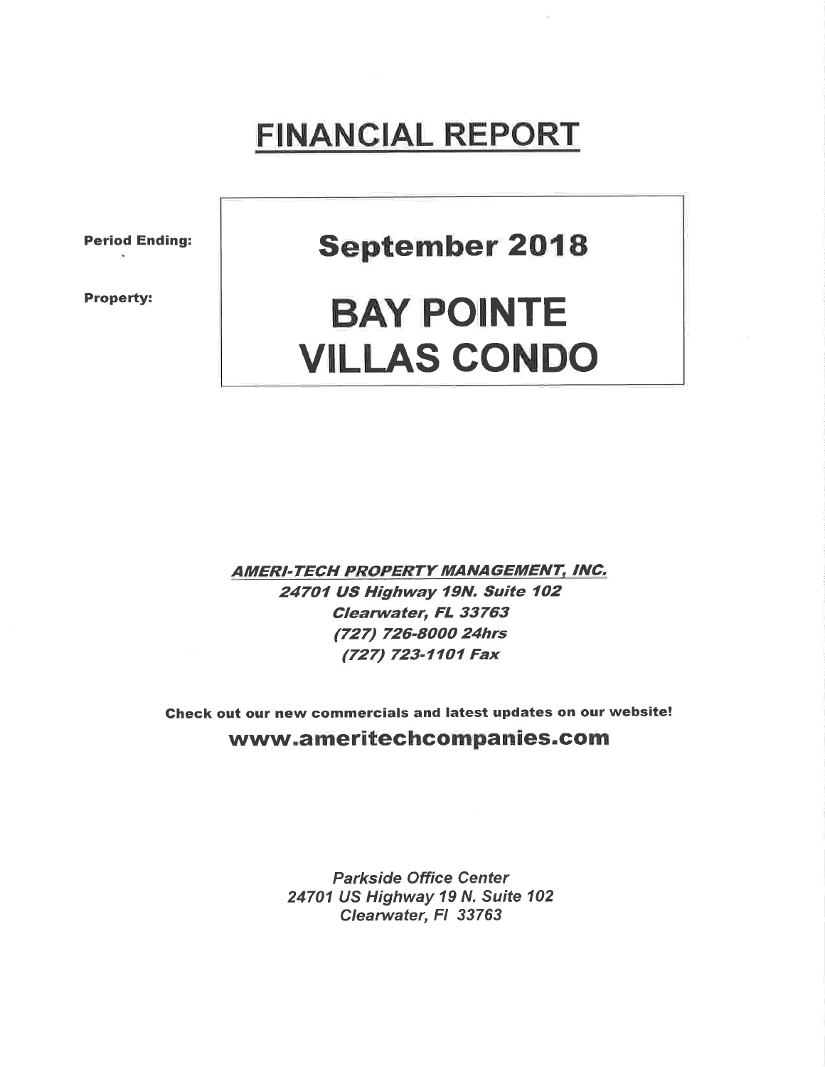# FINANCIAL REPORT

**Period Ending:** **September 2018**

**Property:** **BAY POINTE VILLAS CONDO**

***AMERI-TECH PROPERTY MANAGEMENT, INC.***
***24701 US Highway 19N. Suite 102***
***Clearwater, FL 33763***
***(727) 726-8000 24hrs***
***(727) 723-1101 Fax***

**Check out our new commercials and latest updates on our website!**

**www.ameritechcompanies.com**

*Parkside Office Center*
*24701 US Highway 19 N. Suite 102*
*Clearwater, Fl 33763*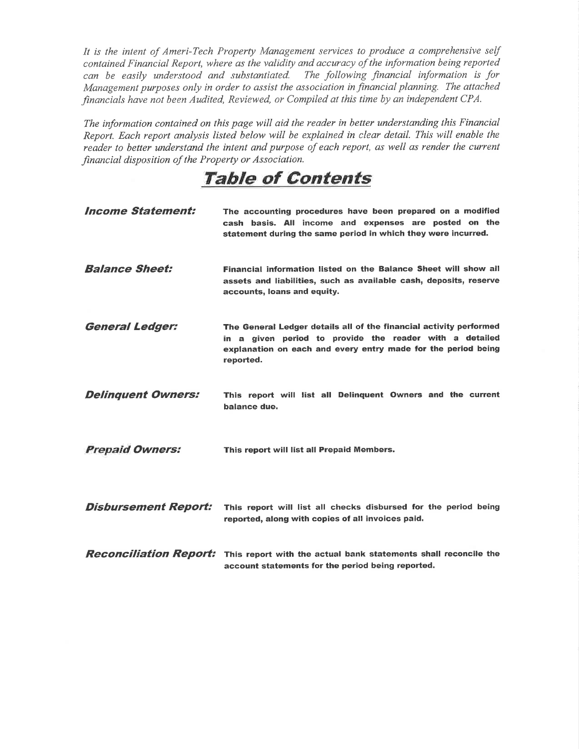*It is the intent of Ameri-Tech Property Management services to produce a comprehensive self contained Financial Report, where as the validity and accuracy of the information being reported can be easily understood and substantiated. The following financial information is for Management purposes only in order to assist the association in financial planning. The attached financials have not been Audited, Reviewed, or Compiled at this time by an independent CPA.*

*The information contained on this page will aid the reader in better understanding this Financial Report. Each report analysis listed below will be explained in clear detail. This will enable the reader to better understand the intent and purpose of each report, as well as render the current financial disposition of the Property or Association.*

# Table of Contents

***Income Statement:*** **The accounting procedures have been prepared on a modified cash basis. All income and expenses are posted on the statement during the same period in which they were incurred.**

***Balance Sheet:*** **Financial information listed on the Balance Sheet will show all assets and liabilities, such as available cash, deposits, reserve accounts, loans and equity.**

***General Ledger:*** **The General Ledger details all of the financial activity performed in a given period to provide the reader with a detailed explanation on each and every entry made for the period being reported.**

***Delinquent Owners:*** **This report will list all Delinquent Owners and the current balance due.**

***Prepaid Owners:*** **This report will list all Prepaid Members.**

***Disbursement Report:*** **This report will list all checks disbursed for the period being reported, along with copies of all invoices paid.**

***Reconciliation Report:*** **This report with the actual bank statements shall reconcile the account statements for the period being reported.**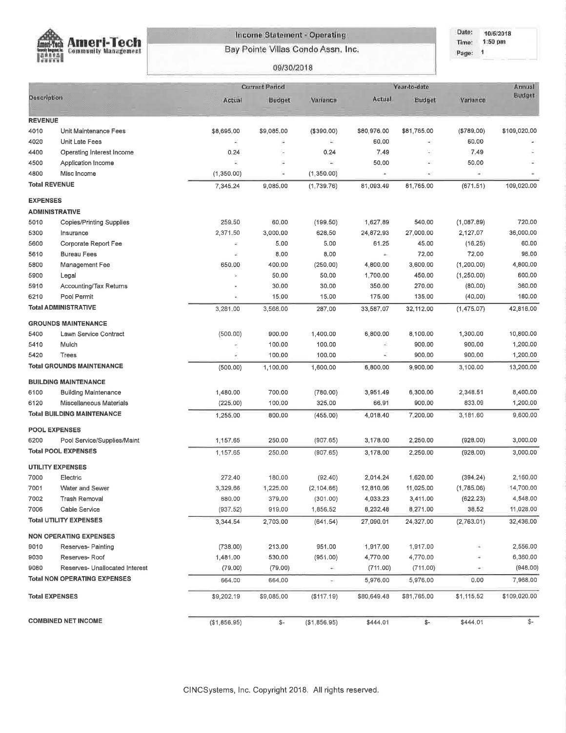**Ameri-Tech Community Management**

# Income Statement - Operating

Bay Pointe Villas Condo Assn. Inc.

09/30/2018

Date: 10/5/2018
Time: 1:50 pm
Page: 1

| | Description | Current Period Actual | Current Period Budget | Current Period Variance | Year-to-date Actual | Year-to-date Budget | Year-to-date Variance | Annual Budget |
|---|---|---|---|---|---|---|---|---|
| **REVENUE** | | | | | | | | |
| 4010 | Unit Maintenance Fees | $8,695.00 | $9,085.00 | ($390.00) | $80,976.00 | $81,765.00 | ($789.00) | $109,020.00 |
| 4020 | Unit Late Fees | - | - | - | 60.00 | - | 60.00 | - |
| 4400 | Operating Interest Income | 0.24 | - | 0.24 | 7.49 | - | 7.49 | - |
| 4500 | Application Income | - | - | - | 50.00 | - | 50.00 | - |
| 4800 | Misc Income | (1,350.00) | - | (1,350.00) | - | - | - | - |
| **Total REVENUE** | | 7,345.24 | 9,085.00 | (1,739.76) | 81,093.49 | 81,765.00 | (671.51) | 109,020.00 |
| **EXPENSES** | | | | | | | | |
| **ADMINISTRATIVE** | | | | | | | | |
| 5010 | Copies/Printing Supplies | 259.50 | 60.00 | (199.50) | 1,627.89 | 540.00 | (1,087.89) | 720.00 |
| 5300 | Insurance | 2,371.50 | 3,000.00 | 628.50 | 24,872.93 | 27,000.00 | 2,127.07 | 36,000.00 |
| 5600 | Corporate Report Fee | - | 5.00 | 5.00 | 61.25 | 45.00 | (16.25) | 60.00 |
| 5610 | Bureau Fees | - | 8.00 | 8.00 | - | 72.00 | 72.00 | 96.00 |
| 5800 | Management Fee | 650.00 | 400.00 | (250.00) | 4,800.00 | 3,600.00 | (1,200.00) | 4,800.00 |
| 5900 | Legal | - | 50.00 | 50.00 | 1,700.00 | 450.00 | (1,250.00) | 600.00 |
| 5910 | Accounting/Tax Returns | - | 30.00 | 30.00 | 350.00 | 270.00 | (80.00) | 360.00 |
| 6210 | Pool Permit | - | 15.00 | 15.00 | 175.00 | 135.00 | (40.00) | 180.00 |
| **Total ADMINISTRATIVE** | | 3,281.00 | 3,568.00 | 287.00 | 33,587.07 | 32,112.00 | (1,475.07) | 42,816.00 |
| **GROUNDS MAINTENANCE** | | | | | | | | |
| 5400 | Lawn Service Contract | (500.00) | 900.00 | 1,400.00 | 6,800.00 | 8,100.00 | 1,300.00 | 10,800.00 |
| 5410 | Mulch | - | 100.00 | 100.00 | - | 900.00 | 900.00 | 1,200.00 |
| 5420 | Trees | - | 100.00 | 100.00 | - | 900.00 | 900.00 | 1,200.00 |
| **Total GROUNDS MAINTENANCE** | | (500.00) | 1,100.00 | 1,600.00 | 6,800.00 | 9,900.00 | 3,100.00 | 13,200.00 |
| **BUILDING MAINTENANCE** | | | | | | | | |
| 6100 | Building Maintenance | 1,480.00 | 700.00 | (780.00) | 3,951.49 | 6,300.00 | 2,348.51 | 8,400.00 |
| 6120 | Miscellaneous Materials | (225.00) | 100.00 | 325.00 | 66.91 | 900.00 | 833.09 | 1,200.00 |
| **Total BUILDING MAINTENANCE** | | 1,255.00 | 800.00 | (455.00) | 4,018.40 | 7,200.00 | 3,181.60 | 9,600.00 |
| **POOL EXPENSES** | | | | | | | | |
| 6200 | Pool Service/Supplies/Maint | 1,157.65 | 250.00 | (907.65) | 3,178.00 | 2,250.00 | (928.00) | 3,000.00 |
| **Total POOL EXPENSES** | | 1,157.65 | 250.00 | (907.65) | 3,178.00 | 2,250.00 | (928.00) | 3,000.00 |
| **UTILITY EXPENSES** | | | | | | | | |
| 7000 | Electric | 272.40 | 180.00 | (92.40) | 2,014.24 | 1,620.00 | (394.24) | 2,160.00 |
| 7001 | Water and Sewer | 3,329.66 | 1,225.00 | (2,104.66) | 12,810.06 | 11,025.00 | (1,785.06) | 14,700.00 |
| 7002 | Trash Removal | 680.00 | 379.00 | (301.00) | 4,033.23 | 3,411.00 | (622.23) | 4,548.00 |
| 7006 | Cable Service | (937.52) | 919.00 | 1,856.52 | 8,232.48 | 8,271.00 | 38.52 | 11,028.00 |
| **Total UTILITY EXPENSES** | | 3,344.54 | 2,703.00 | (641.54) | 27,090.01 | 24,327.00 | (2,763.01) | 32,436.00 |
| **NON OPERATING EXPENSES** | | | | | | | | |
| 9010 | Reserves- Painting | (738.00) | 213.00 | 951.00 | 1,917.00 | 1,917.00 | - | 2,556.00 |
| 9030 | Reserves- Roof | 1,481.00 | 530.00 | (951.00) | 4,770.00 | 4,770.00 | - | 6,360.00 |
| 9080 | Reserves- Unallocated Interest | (79.00) | (79.00) | - | (711.00) | (711.00) | - | (948.00) |
| **Total NON OPERATING EXPENSES** | | 664.00 | 664.00 | - | 5,976.00 | 5,976.00 | 0.00 | 7,968.00 |
| **Total EXPENSES** | | $9,202.19 | $9,085.00 | ($117.19) | $80,649.48 | $81,765.00 | $1,115.52 | $109,020.00 |
| **COMBINED NET INCOME** | | ($1,856.95) | $- | ($1,856.95) | $444.01 | $- | $444.01 | $- |

CINCSystems, Inc. Copyright 2018. All rights reserved.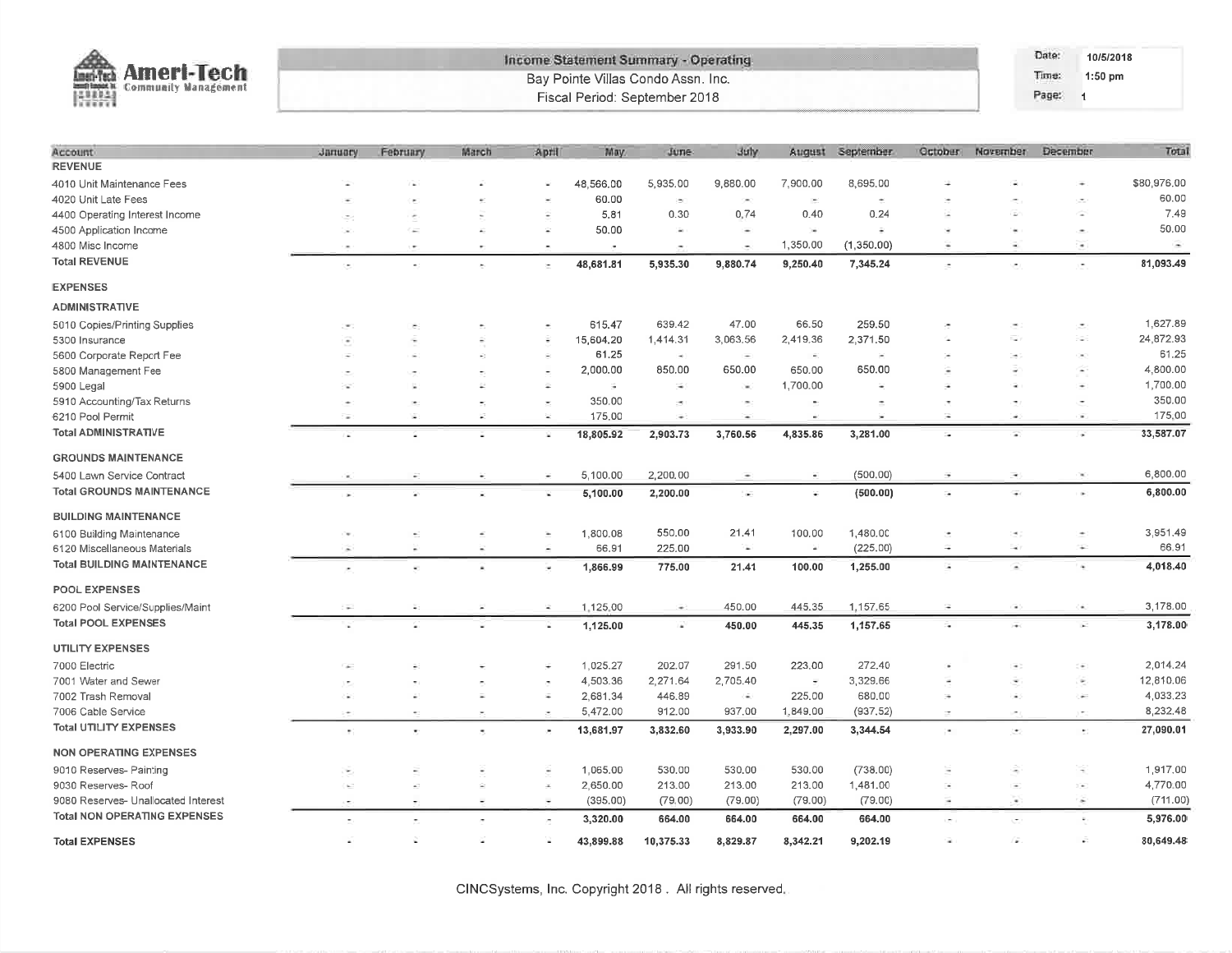Ameri-Tech Community Management

# Income Statement Summary - Operating

Bay Pointe Villas Condo Assn. Inc.

Fiscal Period: September 2018

Date: 10/5/2018
Time: 1:50 pm

| Account | January | February | March | April | May | June | July | August | September | October | November | December | Total |
|---|---|---|---|---|---|---|---|---|---|---|---|---|---|
| **REVENUE** | | | | | | | | | | | | | |
| 4010 Unit Maintenance Fees | - | - | - | - | 48,566.00 | 5,935.00 | 9,880.00 | 7,900.00 | 8,695.00 | - | - | - | $80,976.00 |
| 4020 Unit Late Fees | - | - | - | - | 60.00 | - | - | - | - | - | - | - | 60.00 |
| 4400 Operating Interest Income | - | - | - | - | 5.81 | 0.30 | 0.74 | 0.40 | 0.24 | - | - | - | 7.49 |
| 4500 Application Income | - | - | - | - | 50.00 | - | - | - | - | - | - | - | 50.00 |
| 4800 Misc Income | - | - | - | - | - | - | - | 1,350.00 | (1,350.00) | - | - | - | - |
| **Total REVENUE** | - | - | - | - | **48,681.81** | **5,935.30** | **9,880.74** | **9,250.40** | **7,345.24** | - | - | - | **81,093.49** |
| **EXPENSES** | | | | | | | | | | | | | |
| **ADMINISTRATIVE** | | | | | | | | | | | | | |
| 5010 Copies/Printing Supplies | - | - | - | - | 615.47 | 639.42 | 47.00 | 66.50 | 259.50 | - | - | - | 1,627.89 |
| 5300 Insurance | - | - | - | - | 15,604.20 | 1,414.31 | 3,063.56 | 2,419.36 | 2,371.50 | - | - | - | 24,872.93 |
| 5600 Corporate Report Fee | - | - | - | - | 61.25 | - | - | - | - | - | - | - | 61.25 |
| 5800 Management Fee | - | - | - | - | 2,000.00 | 850.00 | 650.00 | 650.00 | 650.00 | - | - | - | 4,800.00 |
| 5900 Legal | - | - | - | - | - | - | - | 1,700.00 | - | - | - | - | 1,700.00 |
| 5910 Accounting/Tax Returns | - | - | - | - | 350.00 | - | - | - | - | - | - | - | 350.00 |
| 6210 Pool Permit | - | - | - | - | 175.00 | - | - | - | - | - | - | - | 175.00 |
| **Total ADMINISTRATIVE** | - | - | - | - | **18,805.92** | **2,903.73** | **3,760.56** | **4,835.86** | **3,281.00** | - | - | - | **33,587.07** |
| **GROUNDS MAINTENANCE** | | | | | | | | | | | | | |
| 5400 Lawn Service Contract | - | - | - | - | 5,100.00 | 2,200.00 | - | - | (500.00) | - | - | - | 6,800.00 |
| **Total GROUNDS MAINTENANCE** | - | - | - | - | **5,100.00** | **2,200.00** | - | - | **(500.00)** | - | - | - | **6,800.00** |
| **BUILDING MAINTENANCE** | | | | | | | | | | | | | |
| 6100 Building Maintenance | - | - | - | - | 1,800.08 | 550.00 | 21.41 | 100.00 | 1,480.00 | - | - | - | 3,951.49 |
| 6120 Miscellaneous Materials | - | - | - | - | 66.91 | 225.00 | - | - | (225.00) | - | - | - | 66.91 |
| **Total BUILDING MAINTENANCE** | - | - | - | - | **1,866.99** | **775.00** | **21.41** | **100.00** | **1,255.00** | - | - | - | **4,018.40** |
| **POOL EXPENSES** | | | | | | | | | | | | | |
| 6200 Pool Service/Supplies/Maint | - | - | - | - | 1,125.00 | - | 450.00 | 445.35 | 1,157.65 | - | - | - | 3,178.00 |
| **Total POOL EXPENSES** | - | - | - | - | **1,125.00** | - | **450.00** | **445.35** | **1,157.65** | - | - | - | **3,178.00** |
| **UTILITY EXPENSES** | | | | | | | | | | | | | |
| 7000 Electric | - | - | - | - | 1,025.27 | 202.07 | 291.50 | 223.00 | 272.40 | - | - | - | 2,014.24 |
| 7001 Water and Sewer | - | - | - | - | 4,503.36 | 2,271.64 | 2,705.40 | - | 3,329.66 | - | - | - | 12,810.06 |
| 7002 Trash Removal | - | - | - | - | 2,681.34 | 446.89 | - | 225.00 | 680.00 | - | - | - | 4,033.23 |
| 7006 Cable Service | - | - | - | - | 5,472.00 | 912.00 | 937.00 | 1,849.00 | (937.52) | - | - | - | 8,232.48 |
| **Total UTILITY EXPENSES** | - | - | - | - | **13,681.97** | **3,832.60** | **3,933.90** | **2,297.00** | **3,344.54** | - | - | - | **27,090.01** |
| **NON OPERATING EXPENSES** | | | | | | | | | | | | | |
| 9010 Reserves- Painting | - | - | - | - | 1,065.00 | 530.00 | 530.00 | 530.00 | (738.00) | - | - | - | 1,917.00 |
| 9030 Reserves- Roof | - | - | - | - | 2,650.00 | 213.00 | 213.00 | 213.00 | 1,481.00 | - | - | - | 4,770.00 |
| 9080 Reserves- Unallocated Interest | - | - | - | - | (395.00) | (79.00) | (79.00) | (79.00) | (79.00) | - | - | - | (711.00) |
| **Total NON OPERATING EXPENSES** | - | - | - | - | **3,320.00** | **664.00** | **664.00** | **664.00** | **664.00** | - | - | - | **5,976.00** |
| **Total EXPENSES** | - | - | - | - | **43,899.88** | **10,375.33** | **8,829.87** | **8,342.21** | **9,202.19** | - | - | - | **80,649.48** |

CINCSystems, Inc. Copyright 2018 . All rights reserved.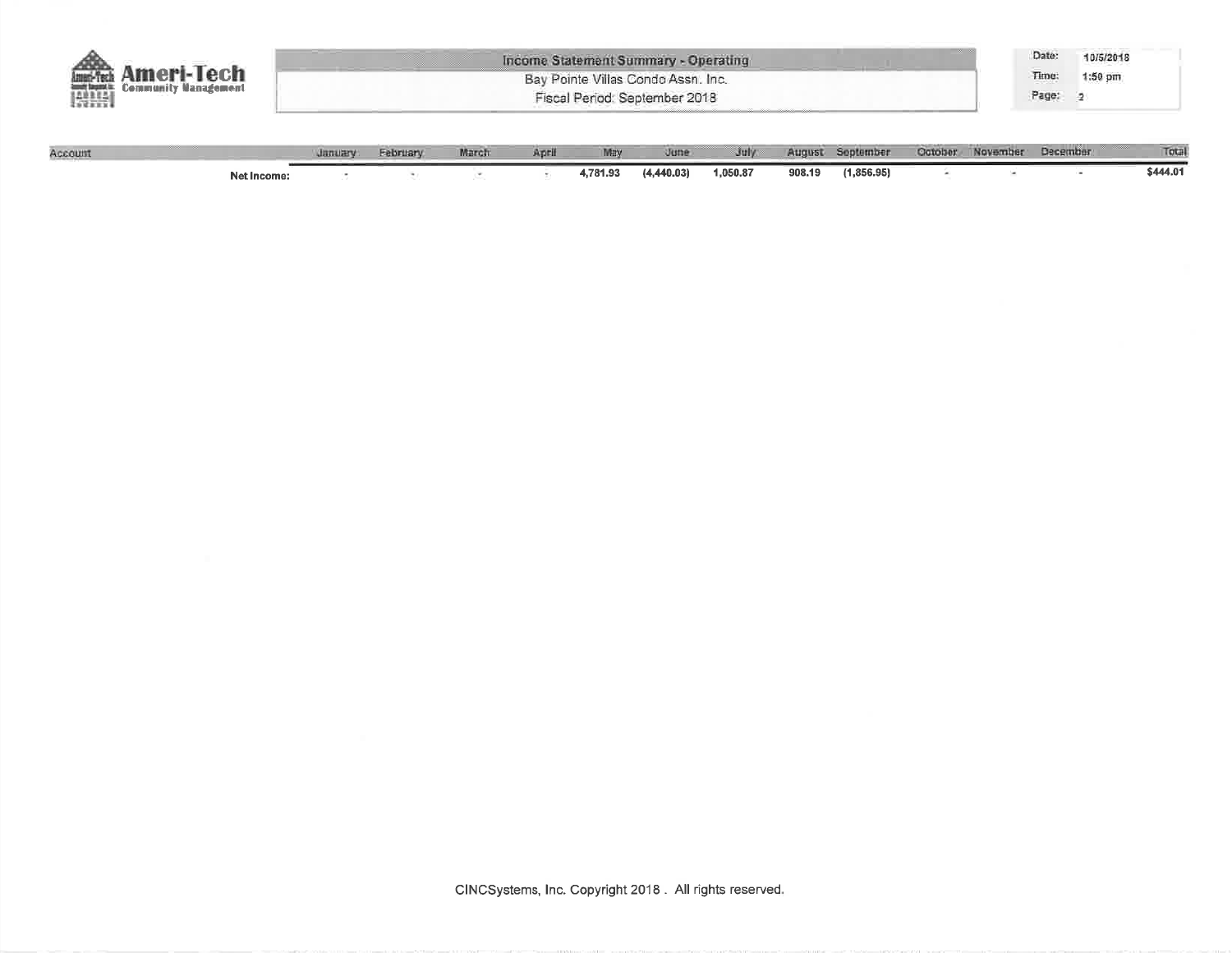**Income Statement Summary - Operating**

Bay Pointe Villas Condo Assn. Inc.

Fiscal Period: September 2018

Date: 10/5/2018
Time: 1:50 pm

| Account | January | February | March | April | May | June | July | August | September | October | November | December | Total |
|---|---|---|---|---|---|---|---|---|---|---|---|---|---|
| Net Income: | - | - | - | - | 4,781.93 | (4,440.03) | 1,050.87 | 908.19 | (1,856.95) | - | - | - | $444.01 |

CINCSystems, Inc. Copyright 2018 . All rights reserved.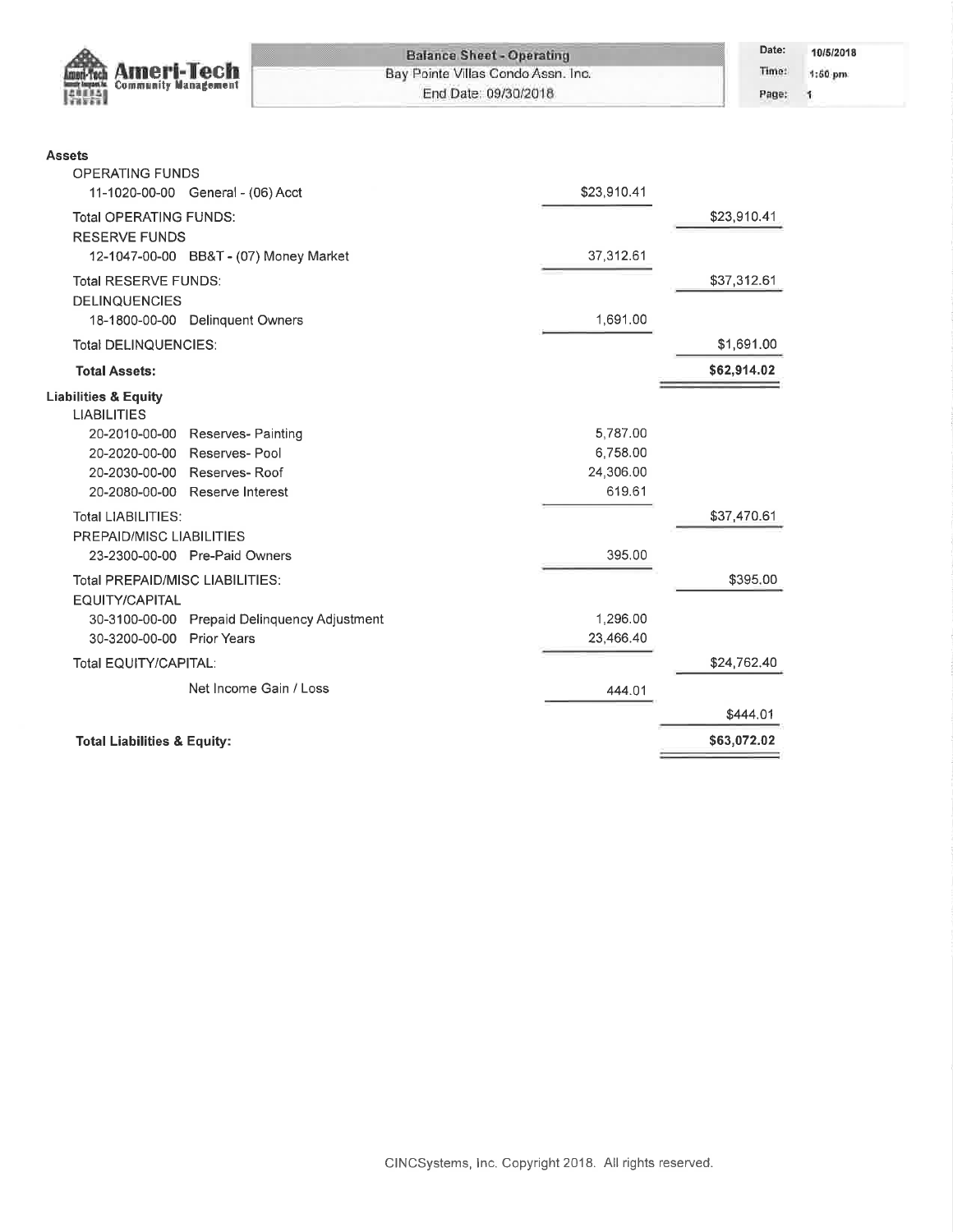**Ameri-Tech Community Management**

## Balance Sheet - Operating

Bay Pointe Villas Condo Assn. Inc.

End Date: 09/30/2018

Date: 10/5/2018
Time: 1:50 pm
Page: 1

| | | |
|---|---|---|
| **Assets** | | |
| OPERATING FUNDS | | |
| 11-1020-00-00 General - (06) Acct | $23,910.41 | |
| Total OPERATING FUNDS: | | $23,910.41 |
| RESERVE FUNDS | | |
| 12-1047-00-00 BB&T - (07) Money Market | 37,312.61 | |
| Total RESERVE FUNDS: | | $37,312.61 |
| DELINQUENCIES | | |
| 18-1800-00-00 Delinquent Owners | 1,691.00 | |
| Total DELINQUENCIES: | | $1,691.00 |
| **Total Assets:** | | **$62,914.02** |
| **Liabilities & Equity** | | |
| LIABILITIES | | |
| 20-2010-00-00 Reserves- Painting | 5,787.00 | |
| 20-2020-00-00 Reserves- Pool | 6,758.00 | |
| 20-2030-00-00 Reserves- Roof | 24,306.00 | |
| 20-2080-00-00 Reserve Interest | 619.61 | |
| Total LIABILITIES: | | $37,470.61 |
| PREPAID/MISC LIABILITIES | | |
| 23-2300-00-00 Pre-Paid Owners | 395.00 | |
| Total PREPAID/MISC LIABILITIES: | | $395.00 |
| EQUITY/CAPITAL | | |
| 30-3100-00-00 Prepaid Delinquency Adjustment | 1,296.00 | |
| 30-3200-00-00 Prior Years | 23,466.40 | |
| Total EQUITY/CAPITAL: | | $24,762.40 |
| Net Income Gain / Loss | 444.01 | |
| | | $444.01 |
| **Total Liabilities & Equity:** | | **$63,072.02** |

CINCSystems, Inc. Copyright 2018. All rights reserved.